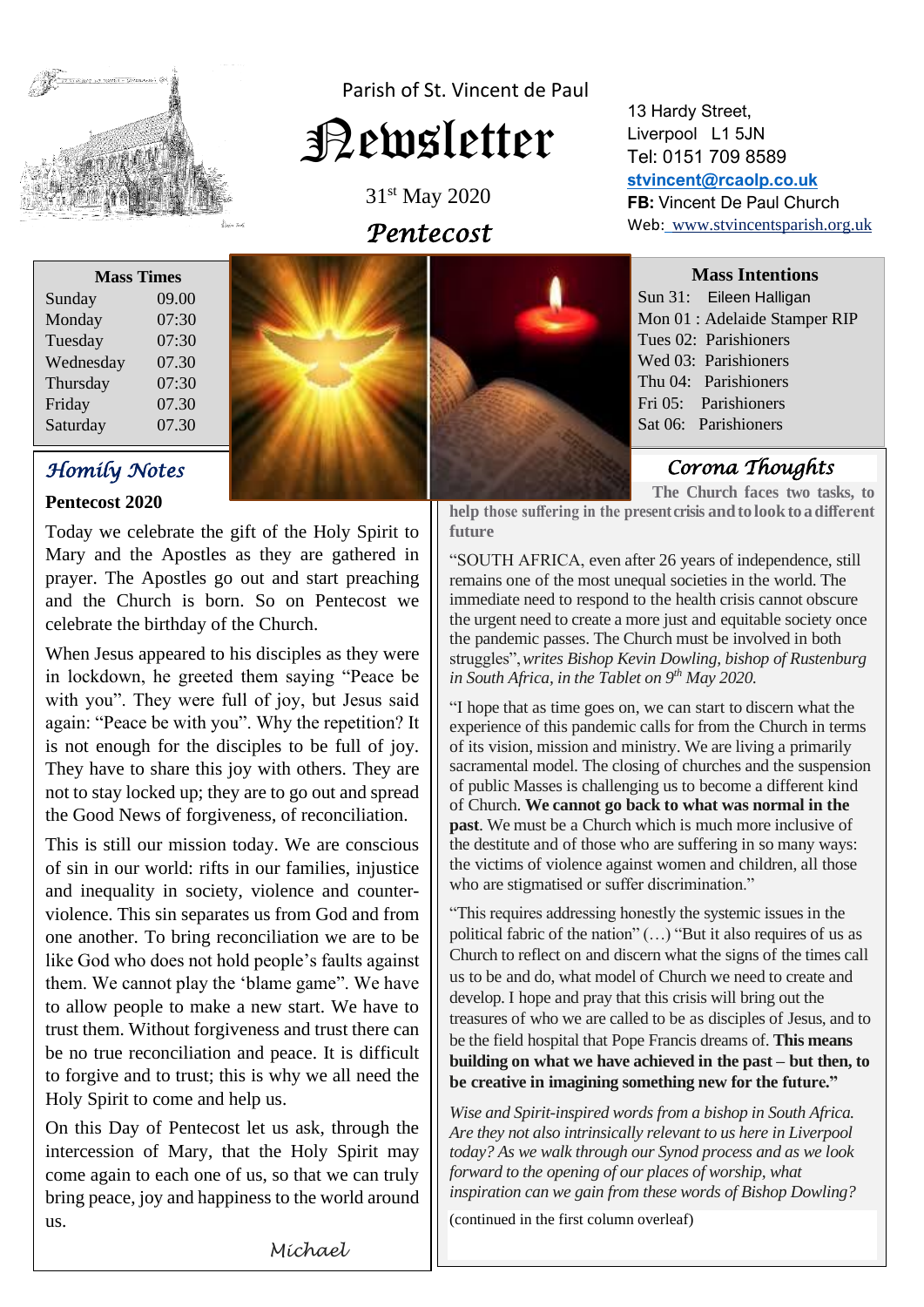Parish of St. Vincent de Paul

# Newsletter

31st May 2020

## Pentecost

13 Hardy Street,
Liverpool L1 5JN
Tel: 0151 709 8589
**stvincent@rcaolp.co.uk**
**FB:** Vincent De Paul Church
Web: www.stvincentsparish.org.uk

| Mass Times | |
|---|---|
| Sunday | 09.00 |
| Monday | 07:30 |
| Tuesday | 07:30 |
| Wednesday | 07.30 |
| Thursday | 07:30 |
| Friday | 07.30 |
| Saturday | 07.30 |

| Mass Intentions | |
|---|---|
| Sun 31: | Eileen Halligan |
| Mon 01 : | Adelaide Stamper RIP |
| Tues 02: | Parishioners |
| Wed 03: | Parishioners |
| Thu 04: | Parishioners |
| Fri 05: | Parishioners |
| Sat 06: | Parishioners |

### Homily Notes

**Pentecost 2020**

Today we celebrate the gift of the Holy Spirit to Mary and the Apostles as they are gathered in prayer. The Apostles go out and start preaching and the Church is born. So on Pentecost we celebrate the birthday of the Church.

When Jesus appeared to his disciples as they were in lockdown, he greeted them saying "Peace be with you". They were full of joy, but Jesus said again: "Peace be with you". Why the repetition? It is not enough for the disciples to be full of joy. They have to share this joy with others. They are not to stay locked up; they are to go out and spread the Good News of forgiveness, of reconciliation.

This is still our mission today. We are conscious of sin in our world: rifts in our families, injustice and inequality in society, violence and counter-violence. This sin separates us from God and from one another. To bring reconciliation we are to be like God who does not hold people's faults against them. We cannot play the 'blame game". We have to allow people to make a new start. We have to trust them. Without forgiveness and trust there can be no true reconciliation and peace. It is difficult to forgive and to trust; this is why we all need the Holy Spirit to come and help us.

On this Day of Pentecost let us ask, through the intercession of Mary, that the Holy Spirit may come again to each one of us, so that we can truly bring peace, joy and happiness to the world around us.

*Michael*

### Corona Thoughts

**The Church faces two tasks, to help those suffering in the present crisis and to look to a different future**

"SOUTH AFRICA, even after 26 years of independence, still remains one of the most unequal societies in the world. The immediate need to respond to the health crisis cannot obscure the urgent need to create a more just and equitable society once the pandemic passes. The Church must be involved in both struggles", *writes Bishop Kevin Dowling, bishop of Rustenburg in South Africa, in the Tablet on 9th May 2020.*

"I hope that as time goes on, we can start to discern what the experience of this pandemic calls for from the Church in terms of its vision, mission and ministry. We are living a primarily sacramental model. The closing of churches and the suspension of public Masses is challenging us to become a different kind of Church. **We cannot go back to what was normal in the past**. We must be a Church which is much more inclusive of the destitute and of those who are suffering in so many ways: the victims of violence against women and children, all those who are stigmatised or suffer discrimination."

"This requires addressing honestly the systemic issues in the political fabric of the nation" (…) "But it also requires of us as Church to reflect on and discern what the signs of the times call us to be and do, what model of Church we need to create and develop. I hope and pray that this crisis will bring out the treasures of who we are called to be as disciples of Jesus, and to be the field hospital that Pope Francis dreams of. **This means building on what we have achieved in the past – but then, to be creative in imagining something new for the future."**

*Wise and Spirit-inspired words from a bishop in South Africa. Are they not also intrinsically relevant to us here in Liverpool today? As we walk through our Synod process and as we look forward to the opening of our places of worship, what inspiration can we gain from these words of Bishop Dowling?*

(continued in the first column overleaf)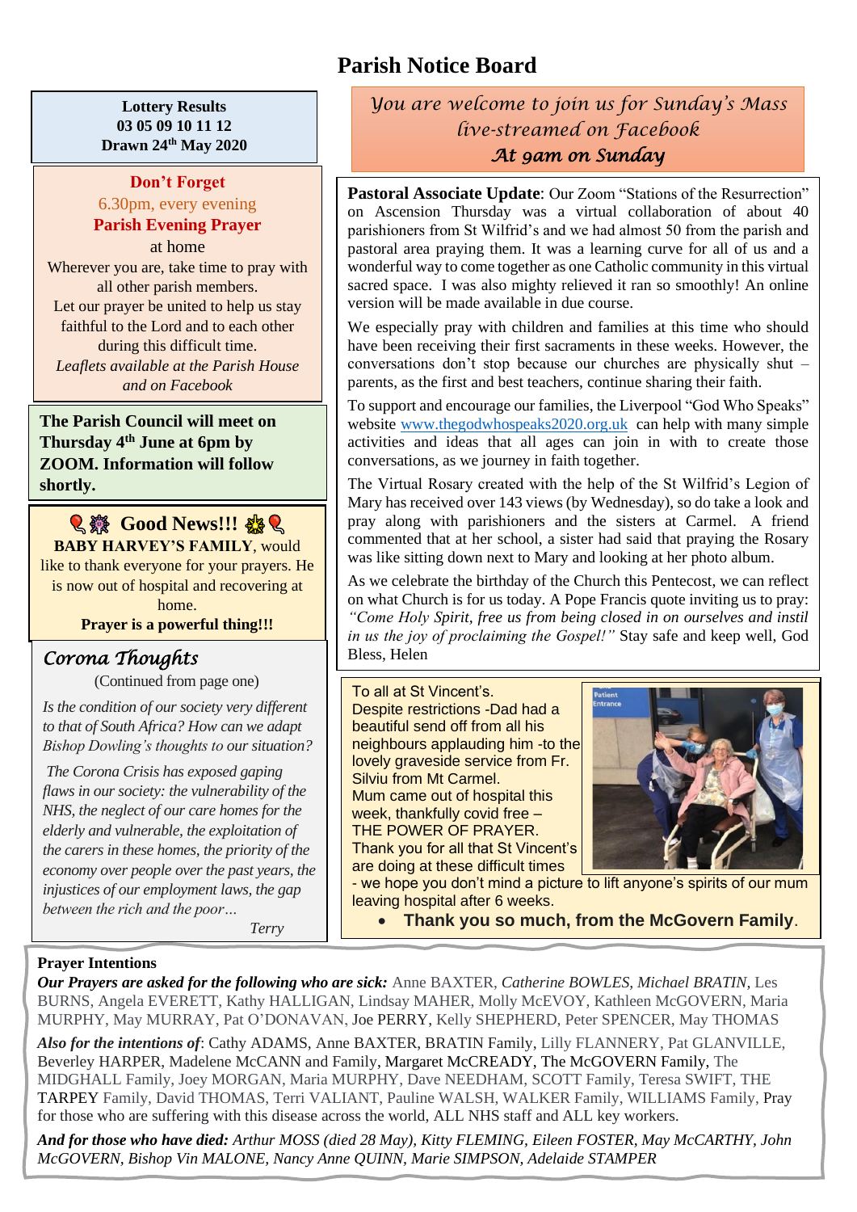# Parish Notice Board

**Lottery Results**
**03 05 09 10 11 12**
**Drawn 24th May 2020**

**Don't Forget**
6.30pm, every evening
**Parish Evening Prayer**
at home
Wherever you are, take time to pray with all other parish members.
Let our prayer be united to help us stay faithful to the Lord and to each other during this difficult time.
*Leaflets available at the Parish House and on Facebook*

**The Parish Council will meet on Thursday 4th June at 6pm by ZOOM. Information will follow shortly.**

**Good News!!!**
**BABY HARVEY'S FAMILY**, would like to thank everyone for your prayers. He is now out of hospital and recovering at home.
**Prayer is a powerful thing!!!**

## *Corona Thoughts*

(Continued from page one)

*Is the condition of our society very different to that of South Africa? How can we adapt Bishop Dowling's thoughts to our situation?*

*The Corona Crisis has exposed gaping flaws in our society: the vulnerability of the NHS, the neglect of our care homes for the elderly and vulnerable, the exploitation of the carers in these homes, the priority of the economy over people over the past years, the injustices of our employment laws, the gap between the rich and the poor…*

*Terry*

*You are welcome to join us for Sunday's Mass live-streamed on Facebook*
***At 9am on Sunday***

**Pastoral Associate Update**: Our Zoom "Stations of the Resurrection" on Ascension Thursday was a virtual collaboration of about 40 parishioners from St Wilfrid's and we had almost 50 from the parish and pastoral area praying them. It was a learning curve for all of us and a wonderful way to come together as one Catholic community in this virtual sacred space. I was also mighty relieved it ran so smoothly! An online version will be made available in due course.

We especially pray with children and families at this time who should have been receiving their first sacraments in these weeks. However, the conversations don't stop because our churches are physically shut – parents, as the first and best teachers, continue sharing their faith.

To support and encourage our families, the Liverpool "God Who Speaks" website www.thegodwhospeaks2020.org.uk can help with many simple activities and ideas that all ages can join in with to create those conversations, as we journey in faith together.

The Virtual Rosary created with the help of the St Wilfrid's Legion of Mary has received over 143 views (by Wednesday), so do take a look and pray along with parishioners and the sisters at Carmel. A friend commented that at her school, a sister had said that praying the Rosary was like sitting down next to Mary and looking at her photo album.

As we celebrate the birthday of the Church this Pentecost, we can reflect on what Church is for us today. A Pope Francis quote inviting us to pray: *"Come Holy Spirit, free us from being closed in on ourselves and instil in us the joy of proclaiming the Gospel!"* Stay safe and keep well, God Bless, Helen

To all at St Vincent's.
Despite restrictions -Dad had a beautiful send off from all his neighbours applauding him -to the lovely graveside service from Fr. Silviu from Mt Carmel.
Mum came out of hospital this week, thankfully covid free – THE POWER OF PRAYER.
Thank you for all that St Vincent's are doing at these difficult times - we hope you don't mind a picture to lift anyone's spirits of our mum leaving hospital after 6 weeks.

- **Thank you so much, from the McGovern Family**.

**Prayer Intentions**

***Our Prayers are asked for the following who are sick:*** Anne BAXTER, *Catherine BOWLES, Michael BRATIN,* Les BURNS, Angela EVERETT, Kathy HALLIGAN, Lindsay MAHER, Molly McEVOY, Kathleen McGOVERN, Maria MURPHY, May MURRAY, Pat O'DONAVAN, Joe PERRY, Kelly SHEPHERD, Peter SPENCER, May THOMAS

***Also for the intentions of***: Cathy ADAMS, Anne BAXTER, BRATIN Family, Lilly FLANNERY, Pat GLANVILLE, Beverley HARPER, Madelene McCANN and Family, Margaret McCREADY, The McGOVERN Family, The MIDGHALL Family, Joey MORGAN, Maria MURPHY, Dave NEEDHAM, SCOTT Family, Teresa SWIFT, THE TARPEY Family, David THOMAS, Terri VALIANT, Pauline WALSH, WALKER Family, WILLIAMS Family, Pray for those who are suffering with this disease across the world, ALL NHS staff and ALL key workers.

***And for those who have died:*** *Arthur MOSS (died 28 May), Kitty FLEMING, Eileen FOSTER, May McCARTHY, John McGOVERN, Bishop Vin MALONE, Nancy Anne QUINN, Marie SIMPSON, Adelaide STAMPER*